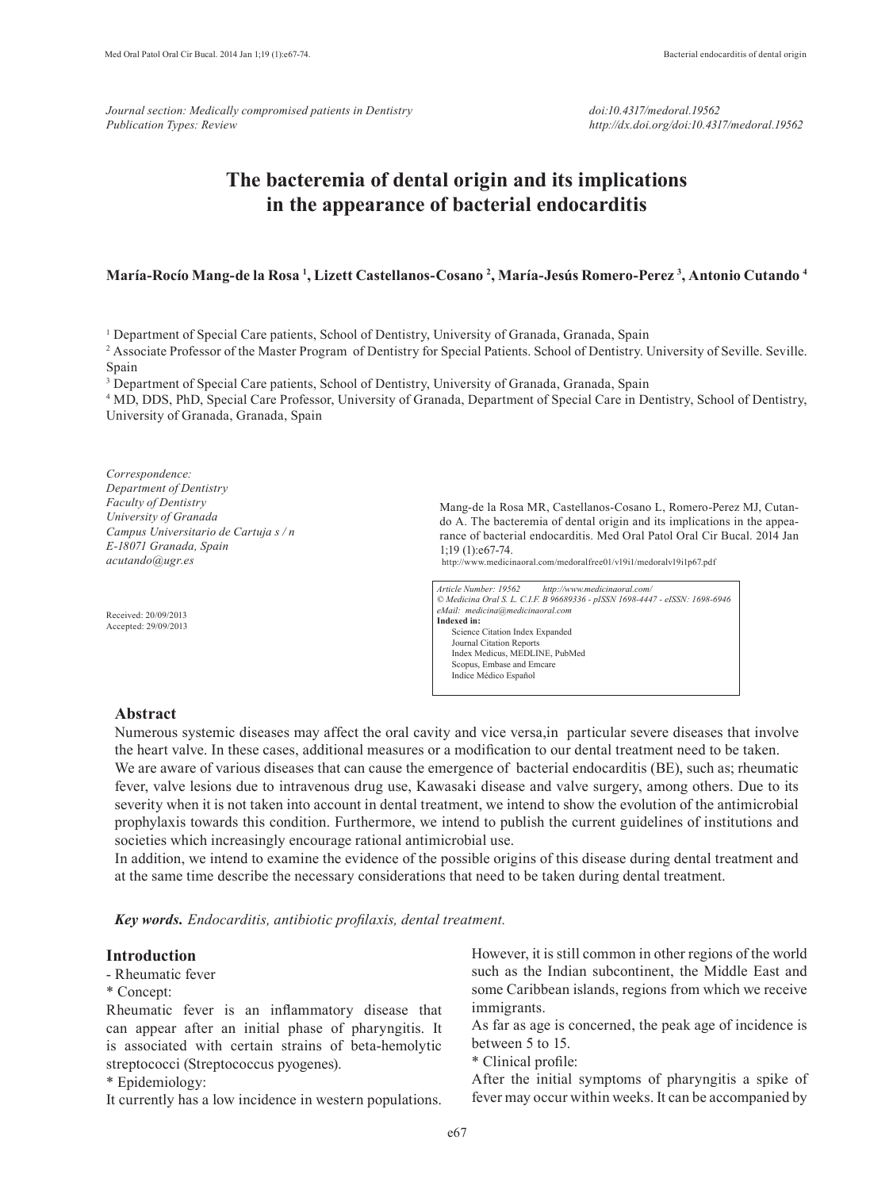*Journal section: Medically compromised patients in Dentistry*
*Publication Types: Review*

*doi:10.4317/medoral.19562*
*http://dx.doi.org/doi:10.4317/medoral.19562*

# The bacteremia of dental origin and its implications in the appearance of bacterial endocarditis

**María-Rocío Mang-de la Rosa [1], Lizett Castellanos-Cosano [2], María-Jesús Romero-Perez [3], Antonio Cutando [4]**

[1] Department of Special Care patients, School of Dentistry, University of Granada, Granada, Spain
[2] Associate Professor of the Master Program of Dentistry for Special Patients. School of Dentistry. University of Seville. Seville. Spain
[3] Department of Special Care patients, School of Dentistry, University of Granada, Granada, Spain
[4] MD, DDS, PhD, Special Care Professor, University of Granada, Department of Special Care in Dentistry, School of Dentistry, University of Granada, Granada, Spain

*Correspondence:*
*Department of Dentistry*
*Faculty of Dentistry*
*University of Granada*
*Campus Universitario de Cartuja s / n*
*E-18071 Granada, Spain*
*acutando@ugr.es*

Received: 20/09/2013
Accepted: 29/09/2013

Mang-de la Rosa MR, Castellanos-Cosano L, Romero-Perez MJ, Cutando A. The bacteremia of dental origin and its implications in the appearance of bacterial endocarditis. Med Oral Patol Oral Cir Bucal. 2014 Jan 1;19 (1):e67-74.
http://www.medicinaoral.com/medoralfree01/v19i1/medoralv19i1p67.pdf

*Article Number: 19562 http://www.medicinaoral.com/*
*© Medicina Oral S. L. C.I.F. B 96689336 - pISSN 1698-4447 - eISSN: 1698-6946*
*eMail: medicina@medicinaoral.com*
**Indexed in:**
Science Citation Index Expanded
Journal Citation Reports
Index Medicus, MEDLINE, PubMed
Scopus, Embase and Emcare
Indice Médico Español

## Abstract

Numerous systemic diseases may affect the oral cavity and vice versa,in particular severe diseases that involve the heart valve. In these cases, additional measures or a modification to our dental treatment need to be taken.
We are aware of various diseases that can cause the emergence of bacterial endocarditis (BE), such as; rheumatic fever, valve lesions due to intravenous drug use, Kawasaki disease and valve surgery, among others. Due to its severity when it is not taken into account in dental treatment, we intend to show the evolution of the antimicrobial prophylaxis towards this condition. Furthermore, we intend to publish the current guidelines of institutions and societies which increasingly encourage rational antimicrobial use.
In addition, we intend to examine the evidence of the possible origins of this disease during dental treatment and at the same time describe the necessary considerations that need to be taken during dental treatment.

***Key words.*** *Endocarditis, antibiotic profilaxis, dental treatment.*

## Introduction

- Rheumatic fever

* Concept:

Rheumatic fever is an inflammatory disease that can appear after an initial phase of pharyngitis. It is associated with certain strains of beta-hemolytic streptococci (Streptococcus pyogenes).

* Epidemiology:

It currently has a low incidence in western populations. However, it is still common in other regions of the world such as the Indian subcontinent, the Middle East and some Caribbean islands, regions from which we receive immigrants.

As far as age is concerned, the peak age of incidence is between 5 to 15.

* Clinical profile:

After the initial symptoms of pharyngitis a spike of fever may occur within weeks. It can be accompanied by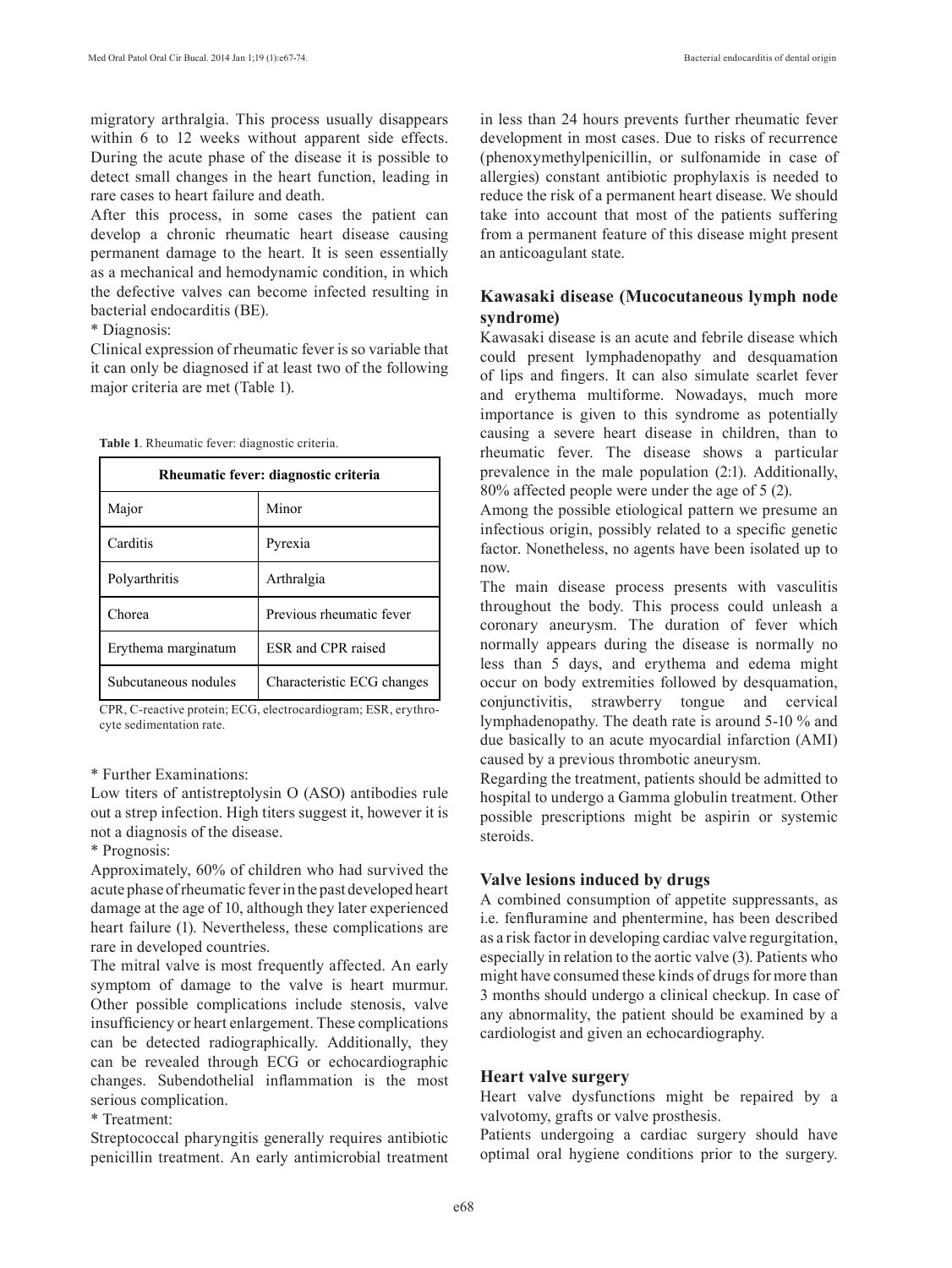migratory arthralgia. This process usually disappears within 6 to 12 weeks without apparent side effects. During the acute phase of the disease it is possible to detect small changes in the heart function, leading in rare cases to heart failure and death.

After this process, in some cases the patient can develop a chronic rheumatic heart disease causing permanent damage to the heart. It is seen essentially as a mechanical and hemodynamic condition, in which the defective valves can become infected resulting in bacterial endocarditis (BE).

* Diagnosis:

Clinical expression of rheumatic fever is so variable that it can only be diagnosed if at least two of the following major criteria are met (Table 1).

**Table 1**. Rheumatic fever: diagnostic criteria.

| Rheumatic fever: diagnostic criteria | |
|---|---|
| Major | Minor |
| Carditis | Pyrexia |
| Polyarthritis | Arthralgia |
| Chorea | Previous rheumatic fever |
| Erythema marginatum | ESR and CPR raised |
| Subcutaneous nodules | Characteristic ECG changes |

CPR, C-reactive protein; ECG, electrocardiogram; ESR, erythrocyte sedimentation rate.

* Further Examinations:

Low titers of antistreptolysin O (ASO) antibodies rule out a strep infection. High titers suggest it, however it is not a diagnosis of the disease.

* Prognosis:

Approximately, 60% of children who had survived the acute phase of rheumatic fever in the past developed heart damage at the age of 10, although they later experienced heart failure (1). Nevertheless, these complications are rare in developed countries.

The mitral valve is most frequently affected. An early symptom of damage to the valve is heart murmur. Other possible complications include stenosis, valve insufficiency or heart enlargement. These complications can be detected radiographically. Additionally, they can be revealed through ECG or echocardiographic changes. Subendothelial inflammation is the most serious complication.

* Treatment:

Streptococcal pharyngitis generally requires antibiotic penicillin treatment. An early antimicrobial treatment in less than 24 hours prevents further rheumatic fever development in most cases. Due to risks of recurrence (phenoxymethylpenicillin, or sulfonamide in case of allergies) constant antibiotic prophylaxis is needed to reduce the risk of a permanent heart disease. We should take into account that most of the patients suffering from a permanent feature of this disease might present an anticoagulant state.

## Kawasaki disease (Mucocutaneous lymph node syndrome)

Kawasaki disease is an acute and febrile disease which could present lymphadenopathy and desquamation of lips and fingers. It can also simulate scarlet fever and erythema multiforme. Nowadays, much more importance is given to this syndrome as potentially causing a severe heart disease in children, than to rheumatic fever. The disease shows a particular prevalence in the male population (2:1). Additionally, 80% affected people were under the age of 5 (2).

Among the possible etiological pattern we presume an infectious origin, possibly related to a specific genetic factor. Nonetheless, no agents have been isolated up to now.

The main disease process presents with vasculitis throughout the body. This process could unleash a coronary aneurysm. The duration of fever which normally appears during the disease is normally no less than 5 days, and erythema and edema might occur on body extremities followed by desquamation, conjunctivitis, strawberry tongue and cervical lymphadenopathy. The death rate is around 5-10 % and due basically to an acute myocardial infarction (AMI) caused by a previous thrombotic aneurysm.

Regarding the treatment, patients should be admitted to hospital to undergo a Gamma globulin treatment. Other possible prescriptions might be aspirin or systemic steroids.

## Valve lesions induced by drugs

A combined consumption of appetite suppressants, as i.e. fenfluramine and phentermine, has been described as a risk factor in developing cardiac valve regurgitation, especially in relation to the aortic valve (3). Patients who might have consumed these kinds of drugs for more than 3 months should undergo a clinical checkup. In case of any abnormality, the patient should be examined by a cardiologist and given an echocardiography.

## Heart valve surgery

Heart valve dysfunctions might be repaired by a valvotomy, grafts or valve prosthesis.

Patients undergoing a cardiac surgery should have optimal oral hygiene conditions prior to the surgery.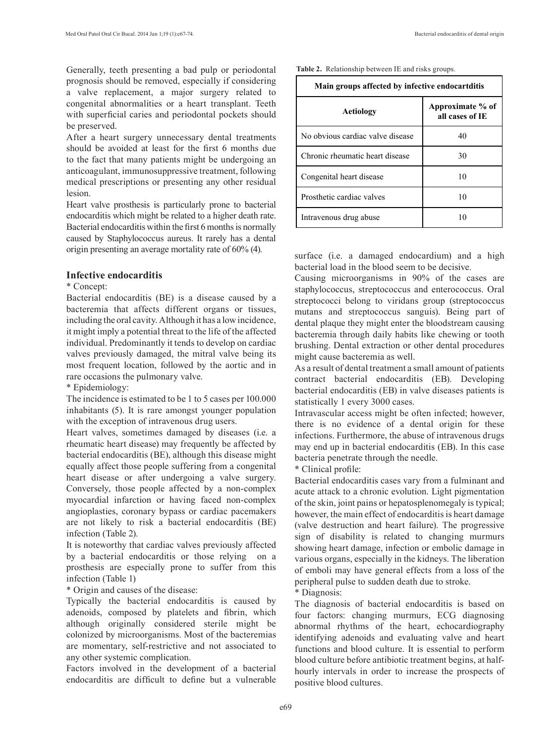Generally, teeth presenting a bad pulp or periodontal prognosis should be removed, especially if considering a valve replacement, a major surgery related to congenital abnormalities or a heart transplant. Teeth with superficial caries and periodontal pockets should be preserved.

After a heart surgery unnecessary dental treatments should be avoided at least for the first 6 months due to the fact that many patients might be undergoing an anticoagulant, immunosuppressive treatment, following medical prescriptions or presenting any other residual lesion.

Heart valve prosthesis is particularly prone to bacterial endocarditis which might be related to a higher death rate. Bacterial endocarditis within the first 6 months is normally caused by Staphylococcus aureus. It rarely has a dental origin presenting an average mortality rate of 60% (4).

## Infective endocarditis

* Concept:

Bacterial endocarditis (BE) is a disease caused by a bacteremia that affects different organs or tissues, including the oral cavity. Although it has a low incidence, it might imply a potential threat to the life of the affected individual. Predominantly it tends to develop on cardiac valves previously damaged, the mitral valve being its most frequent location, followed by the aortic and in rare occasions the pulmonary valve.

* Epidemiology:

The incidence is estimated to be 1 to 5 cases per 100.000 inhabitants (5). It is rare amongst younger population with the exception of intravenous drug users.

Heart valves, sometimes damaged by diseases (i.e. a rheumatic heart disease) may frequently be affected by bacterial endocarditis (BE), although this disease might equally affect those people suffering from a congenital heart disease or after undergoing a valve surgery. Conversely, those people affected by a non-complex myocardial infarction or having faced non-complex angioplasties, coronary bypass or cardiac pacemakers are not likely to risk a bacterial endocarditis (BE) infection (Table 2).

It is noteworthy that cardiac valves previously affected by a bacterial endocarditis or those relying on a prosthesis are especially prone to suffer from this infection (Table 1)

* Origin and causes of the disease:

Typically the bacterial endocarditis is caused by adenoids, composed by platelets and fibrin, which although originally considered sterile might be colonized by microorganisms. Most of the bacteremias are momentary, self-restrictive and not associated to any other systemic complication.

Factors involved in the development of a bacterial endocarditis are difficult to define but a vulnerable surface (i.e. a damaged endocardium) and a high bacterial load in the blood seem to be decisive.

**Table 2.** Relationship between IE and risks groups.

| Main groups affected by infective endocartditis | |
|---|---|
| **Aetiology** | **Approximate % of all cases of IE** |
| No obvious cardiac valve disease | 40 |
| Chronic rheumatic heart disease | 30 |
| Congenital heart disease | 10 |
| Prosthetic cardiac valves | 10 |
| Intravenous drug abuse | 10 |

Causing microorganisms in 90% of the cases are staphylococcus, streptococcus and enterococcus. Oral streptococci belong to viridans group (streptococcus mutans and streptococcus sanguis). Being part of dental plaque they might enter the bloodstream causing bacteremia through daily habits like chewing or tooth brushing. Dental extraction or other dental procedures might cause bacteremia as well.

As a result of dental treatment a small amount of patients contract bacterial endocarditis (EB). Developing bacterial endocarditis (EB) in valve diseases patients is statistically 1 every 3000 cases.

Intravascular access might be often infected; however, there is no evidence of a dental origin for these infections. Furthermore, the abuse of intravenous drugs may end up in bacterial endocarditis (EB). In this case bacteria penetrate through the needle.

* Clinical profile:

Bacterial endocarditis cases vary from a fulminant and acute attack to a chronic evolution. Light pigmentation of the skin, joint pains or hepatosplenomegaly is typical; however, the main effect of endocarditis is heart damage (valve destruction and heart failure). The progressive sign of disability is related to changing murmurs showing heart damage, infection or embolic damage in various organs, especially in the kidneys. The liberation of emboli may have general effects from a loss of the peripheral pulse to sudden death due to stroke.

* Diagnosis:

The diagnosis of bacterial endocarditis is based on four factors: changing murmurs, ECG diagnosing abnormal rhythms of the heart, echocardiography identifying adenoids and evaluating valve and heart functions and blood culture. It is essential to perform blood culture before antibiotic treatment begins, at half-hourly intervals in order to increase the prospects of positive blood cultures.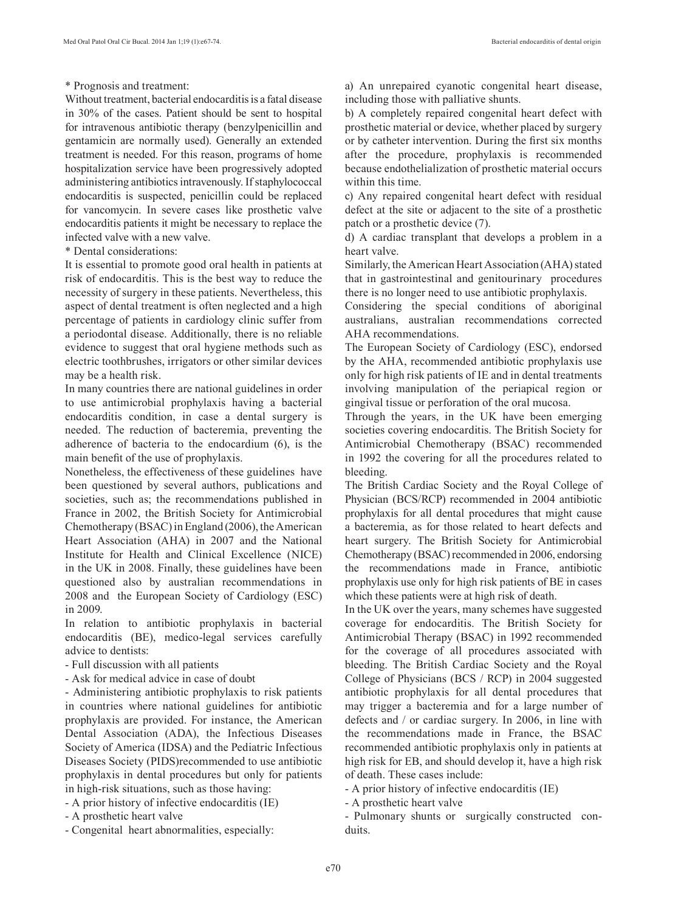\* Prognosis and treatment:

Without treatment, bacterial endocarditis is a fatal disease in 30% of the cases. Patient should be sent to hospital for intravenous antibiotic therapy (benzylpenicillin and gentamicin are normally used). Generally an extended treatment is needed. For this reason, programs of home hospitalization service have been progressively adopted administering antibiotics intravenously. If staphylococcal endocarditis is suspected, penicillin could be replaced for vancomycin. In severe cases like prosthetic valve endocarditis patients it might be necessary to replace the infected valve with a new valve.

\* Dental considerations:

It is essential to promote good oral health in patients at risk of endocarditis. This is the best way to reduce the necessity of surgery in these patients. Nevertheless, this aspect of dental treatment is often neglected and a high percentage of patients in cardiology clinic suffer from a periodontal disease. Additionally, there is no reliable evidence to suggest that oral hygiene methods such as electric toothbrushes, irrigators or other similar devices may be a health risk.

In many countries there are national guidelines in order to use antimicrobial prophylaxis having a bacterial endocarditis condition, in case a dental surgery is needed. The reduction of bacteremia, preventing the adherence of bacteria to the endocardium (6), is the main benefit of the use of prophylaxis.

Nonetheless, the effectiveness of these guidelines have been questioned by several authors, publications and societies, such as; the recommendations published in France in 2002, the British Society for Antimicrobial Chemotherapy (BSAC) in England (2006), the American Heart Association (AHA) in 2007 and the National Institute for Health and Clinical Excellence (NICE) in the UK in 2008. Finally, these guidelines have been questioned also by australian recommendations in 2008 and the European Society of Cardiology (ESC) in 2009.

In relation to antibiotic prophylaxis in bacterial endocarditis (BE), medico-legal services carefully advice to dentists:

- Full discussion with all patients
- Ask for medical advice in case of doubt
- Administering antibiotic prophylaxis to risk patients in countries where national guidelines for antibiotic prophylaxis are provided. For instance, the American Dental Association (ADA), the Infectious Diseases Society of America (IDSA) and the Pediatric Infectious Diseases Society (PIDS)recommended to use antibiotic prophylaxis in dental procedures but only for patients in high-risk situations, such as those having:
- A prior history of infective endocarditis (IE)
- A prosthetic heart valve
- Congenital heart abnormalities, especially:

a) An unrepaired cyanotic congenital heart disease, including those with palliative shunts.

b) A completely repaired congenital heart defect with prosthetic material or device, whether placed by surgery or by catheter intervention. During the first six months after the procedure, prophylaxis is recommended because endothelialization of prosthetic material occurs within this time.

c) Any repaired congenital heart defect with residual defect at the site or adjacent to the site of a prosthetic patch or a prosthetic device (7).

d) A cardiac transplant that develops a problem in a heart valve.

Similarly, the American Heart Association (AHA) stated that in gastrointestinal and genitourinary procedures there is no longer need to use antibiotic prophylaxis.

Considering the special conditions of aboriginal australians, australian recommendations corrected AHA recommendations.

The European Society of Cardiology (ESC), endorsed by the AHA, recommended antibiotic prophylaxis use only for high risk patients of IE and in dental treatments involving manipulation of the periapical region or gingival tissue or perforation of the oral mucosa.

Through the years, in the UK have been emerging societies covering endocarditis. The British Society for Antimicrobial Chemotherapy (BSAC) recommended in 1992 the covering for all the procedures related to bleeding.

The British Cardiac Society and the Royal College of Physician (BCS/RCP) recommended in 2004 antibiotic prophylaxis for all dental procedures that might cause a bacteremia, as for those related to heart defects and heart surgery. The British Society for Antimicrobial Chemotherapy (BSAC) recommended in 2006, endorsing the recommendations made in France, antibiotic prophylaxis use only for high risk patients of BE in cases which these patients were at high risk of death.

In the UK over the years, many schemes have suggested coverage for endocarditis. The British Society for Antimicrobial Therapy (BSAC) in 1992 recommended for the coverage of all procedures associated with bleeding. The British Cardiac Society and the Royal College of Physicians (BCS / RCP) in 2004 suggested antibiotic prophylaxis for all dental procedures that may trigger a bacteremia and for a large number of defects and / or cardiac surgery. In 2006, in line with the recommendations made in France, the BSAC recommended antibiotic prophylaxis only in patients at high risk for EB, and should develop it, have a high risk of death. These cases include:

- A prior history of infective endocarditis (IE)
- A prosthetic heart valve
- Pulmonary shunts or surgically constructed conduits.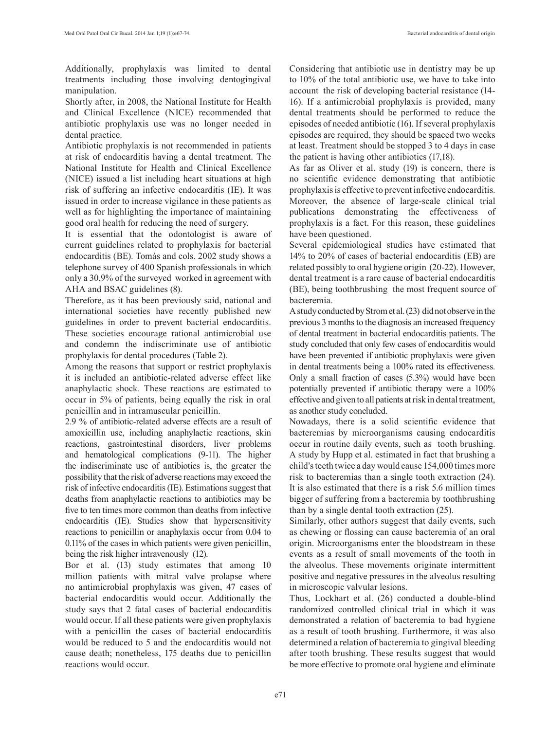Additionally, prophylaxis was limited to dental treatments including those involving dentogingival manipulation.

Shortly after, in 2008, the National Institute for Health and Clinical Excellence (NICE) recommended that antibiotic prophylaxis use was no longer needed in dental practice.

Antibiotic prophylaxis is not recommended in patients at risk of endocarditis having a dental treatment. The National Institute for Health and Clinical Excellence (NICE) issued a list including heart situations at high risk of suffering an infective endocarditis (IE). It was issued in order to increase vigilance in these patients as well as for highlighting the importance of maintaining good oral health for reducing the need of surgery.

It is essential that the odontologist is aware of current guidelines related to prophylaxis for bacterial endocarditis (BE). Tomás and cols. 2002 study shows a telephone survey of 400 Spanish professionals in which only a 30,9% of the surveyed worked in agreement with AHA and BSAC guidelines (8).

Therefore, as it has been previously said, national and international societies have recently published new guidelines in order to prevent bacterial endocarditis. These societies encourage rational antimicrobial use and condemn the indiscriminate use of antibiotic prophylaxis for dental procedures (Table 2).

Among the reasons that support or restrict prophylaxis it is included an antibiotic-related adverse effect like anaphylactic shock. These reactions are estimated to occur in 5% of patients, being equally the risk in oral penicillin and in intramuscular penicillin.

2.9 % of antibiotic-related adverse effects are a result of amoxicillin use, including anaphylactic reactions, skin reactions, gastrointestinal disorders, liver problems and hematological complications (9-11). The higher the indiscriminate use of antibiotics is, the greater the possibility that the risk of adverse reactions may exceed the risk of infective endocarditis (IE). Estimations suggest that deaths from anaphylactic reactions to antibiotics may be five to ten times more common than deaths from infective endocarditis (IE). Studies show that hypersensitivity reactions to penicillin or anaphylaxis occur from 0.04 to 0.11% of the cases in which patients were given penicillin, being the risk higher intravenously (12).

Bor et al. (13) study estimates that among 10 million patients with mitral valve prolapse where no antimicrobial prophylaxis was given, 47 cases of bacterial endocarditis would occur. Additionally the study says that 2 fatal cases of bacterial endocarditis would occur. If all these patients were given prophylaxis with a penicillin the cases of bacterial endocarditis would be reduced to 5 and the endocarditis would not cause death; nonetheless, 175 deaths due to penicillin reactions would occur.

Considering that antibiotic use in dentistry may be up to 10% of the total antibiotic use, we have to take into account the risk of developing bacterial resistance (14-16). If a antimicrobial prophylaxis is provided, many dental treatments should be performed to reduce the episodes of needed antibiotic (16). If several prophylaxis episodes are required, they should be spaced two weeks at least. Treatment should be stopped 3 to 4 days in case the patient is having other antibiotics (17,18).

As far as Oliver et al. study (19) is concern, there is no scientific evidence demonstrating that antibiotic prophylaxis is effective to prevent infective endocarditis. Moreover, the absence of large-scale clinical trial publications demonstrating the effectiveness of prophylaxis is a fact. For this reason, these guidelines have been questioned.

Several epidemiological studies have estimated that 14% to 20% of cases of bacterial endocarditis (EB) are related possibly to oral hygiene origin (20-22). However, dental treatment is a rare cause of bacterial endocarditis (BE), being toothbrushing the most frequent source of bacteremia.

A study conducted by Strom et al. (23) did not observe in the previous 3 months to the diagnosis an increased frequency of dental treatment in bacterial endocarditis patients. The study concluded that only few cases of endocarditis would have been prevented if antibiotic prophylaxis were given in dental treatments being a 100% rated its effectiveness. Only a small fraction of cases (5.3%) would have been potentially prevented if antibiotic therapy were a 100% effective and given to all patients at risk in dental treatment, as another study concluded.

Nowadays, there is a solid scientific evidence that bacteremias by microorganisms causing endocarditis occur in routine daily events, such as tooth brushing. A study by Hupp et al. estimated in fact that brushing a child's teeth twice a day would cause 154,000 times more risk to bacteremias than a single tooth extraction (24). It is also estimated that there is a risk 5.6 million times bigger of suffering from a bacteremia by toothbrushing than by a single dental tooth extraction (25).

Similarly, other authors suggest that daily events, such as chewing or flossing can cause bacteremia of an oral origin. Microorganisms enter the bloodstream in these events as a result of small movements of the tooth in the alveolus. These movements originate intermittent positive and negative pressures in the alveolus resulting in microscopic valvular lesions.

Thus, Lockhart et al. (26) conducted a double-blind randomized controlled clinical trial in which it was demonstrated a relation of bacteremia to bad hygiene as a result of tooth brushing. Furthermore, it was also determined a relation of bacteremia to gingival bleeding after tooth brushing. These results suggest that would be more effective to promote oral hygiene and eliminate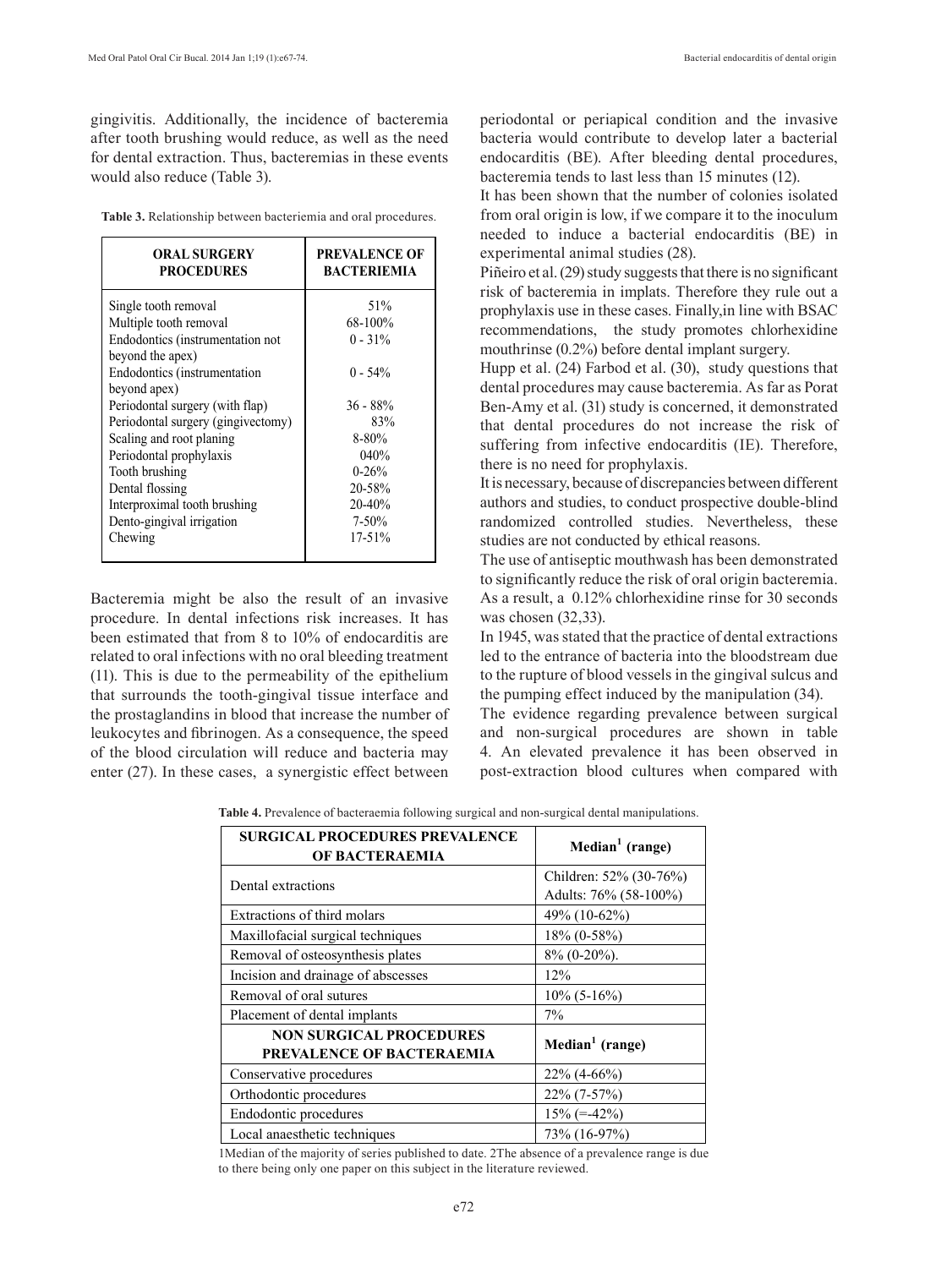gingivitis. Additionally, the incidence of bacteremia after tooth brushing would reduce, as well as the need for dental extraction. Thus, bacteremias in these events would also reduce (Table 3).

**Table 3.** Relationship between bacteriemia and oral procedures.

| ORAL SURGERY PROCEDURES | PREVALENCE OF BACTERIEMIA |
|---|---|
| Single tooth removal | 51% |
| Multiple tooth removal | 68-100% |
| Endodontics (instrumentation not beyond the apex) | 0 - 31% |
| Endodontics (instrumentation beyond apex) | 0 - 54% |
| Periodontal surgery (with flap) | 36 - 88% |
| Periodontal surgery (gingivectomy) | 83% |
| Scaling and root planing | 8-80% |
| Periodontal prophylaxis | 040% |
| Tooth brushing | 0-26% |
| Dental flossing | 20-58% |
| Interproximal tooth brushing | 20-40% |
| Dento-gingival irrigation | 7-50% |
| Chewing | 17-51% |

Bacteremia might be also the result of an invasive procedure. In dental infections risk increases. It has been estimated that from 8 to 10% of endocarditis are related to oral infections with no oral bleeding treatment (11). This is due to the permeability of the epithelium that surrounds the tooth-gingival tissue interface and the prostaglandins in blood that increase the number of leukocytes and fibrinogen. As a consequence, the speed of the blood circulation will reduce and bacteria may enter (27). In these cases, a synergistic effect between periodontal or periapical condition and the invasive bacteria would contribute to develop later a bacterial endocarditis (BE). After bleeding dental procedures, bacteremia tends to last less than 15 minutes (12).

It has been shown that the number of colonies isolated from oral origin is low, if we compare it to the inoculum needed to induce a bacterial endocarditis (BE) in experimental animal studies (28).

Piñeiro et al. (29) study suggests that there is no significant risk of bacteremia in implats. Therefore they rule out a prophylaxis use in these cases. Finally,in line with BSAC recommendations, the study promotes chlorhexidine mouthrinse (0.2%) before dental implant surgery.

Hupp et al. (24) Farbod et al. (30), study questions that dental procedures may cause bacteremia. As far as Porat Ben-Amy et al. (31) study is concerned, it demonstrated that dental procedures do not increase the risk of suffering from infective endocarditis (IE). Therefore, there is no need for prophylaxis.

It is necessary, because of discrepancies between different authors and studies, to conduct prospective double-blind randomized controlled studies. Nevertheless, these studies are not conducted by ethical reasons.

The use of antiseptic mouthwash has been demonstrated to significantly reduce the risk of oral origin bacteremia. As a result, a 0.12% chlorhexidine rinse for 30 seconds was chosen (32,33).

In 1945, was stated that the practice of dental extractions led to the entrance of bacteria into the bloodstream due to the rupture of blood vessels in the gingival sulcus and the pumping effect induced by the manipulation (34).

The evidence regarding prevalence between surgical and non-surgical procedures are shown in table 4. An elevated prevalence it has been observed in post-extraction blood cultures when compared with

**Table 4.** Prevalence of bacteraemia following surgical and non-surgical dental manipulations.

| SURGICAL PROCEDURES PREVALENCE OF BACTERAEMIA | Median[1] (range) |
|---|---|
| Dental extractions | Children: 52% (30-76%)<br>Adults: 76% (58-100%) |
| Extractions of third molars | 49% (10-62%) |
| Maxillofacial surgical techniques | 18% (0-58%) |
| Removal of osteosynthesis plates | 8% (0-20%). |
| Incision and drainage of abscesses | 12% |
| Removal of oral sutures | 10% (5-16%) |
| Placement of dental implants | 7% |
| **NON SURGICAL PROCEDURES PREVALENCE OF BACTERAEMIA** | **Median[1] (range)** |
| Conservative procedures | 22% (4-66%) |
| Orthodontic procedures | 22% (7-57%) |
| Endodontic procedures | 15% (=-42%) |
| Local anaesthetic techniques | 73% (16-97%) |

1Median of the majority of series published to date. 2The absence of a prevalence range is due to there being only one paper on this subject in the literature reviewed.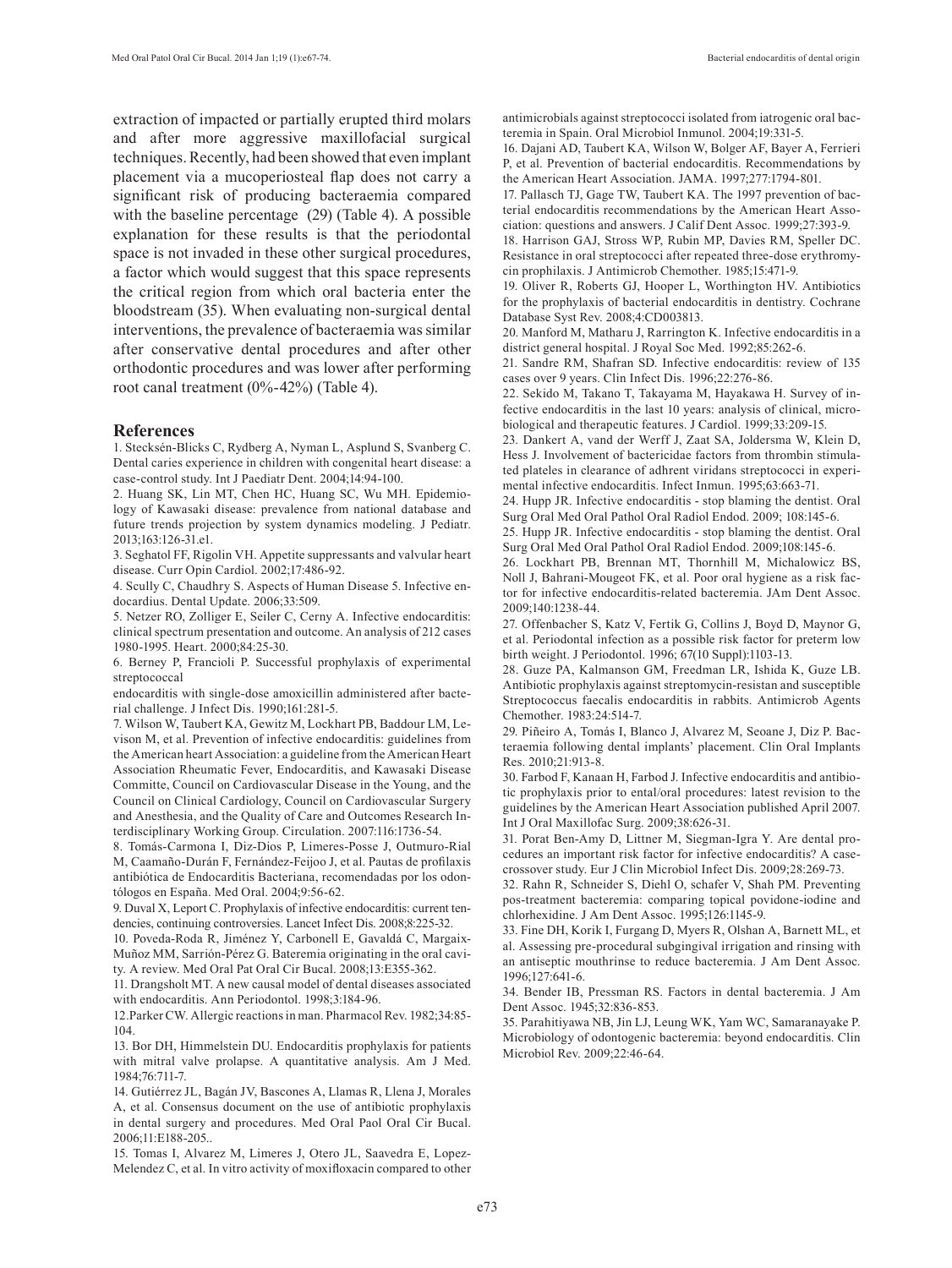extraction of impacted or partially erupted third molars and after more aggressive maxillofacial surgical techniques. Recently, had been showed that even implant placement via a mucoperiosteal flap does not carry a significant risk of producing bacteraemia compared with the baseline percentage (29) (Table 4). A possible explanation for these results is that the periodontal space is not invaded in these other surgical procedures, a factor which would suggest that this space represents the critical region from which oral bacteria enter the bloodstream (35). When evaluating non-surgical dental interventions, the prevalence of bacteraemia was similar after conservative dental procedures and after other orthodontic procedures and was lower after performing root canal treatment (0%-42%) (Table 4).

## References

1. Stecksén-Blicks C, Rydberg A, Nyman L, Asplund S, Svanberg C. Dental caries experience in children with congenital heart disease: a case-control study. Int J Paediatr Dent. 2004;14:94-100.
2. Huang SK, Lin MT, Chen HC, Huang SC, Wu MH. Epidemiology of Kawasaki disease: prevalence from national database and future trends projection by system dynamics modeling. J Pediatr. 2013;163:126-31.e1.
3. Seghatol FF, Rigolin VH. Appetite suppressants and valvular heart disease. Curr Opin Cardiol. 2002;17:486-92.
4. Scully C, Chaudhry S. Aspects of Human Disease 5. Infective endocardius. Dental Update. 2006;33:509.
5. Netzer RO, Zolliger E, Seiler C, Cerny A. Infective endocarditis: clinical spectrum presentation and outcome. An analysis of 212 cases 1980-1995. Heart. 2000;84:25-30.
6. Berney P, Francioli P. Successful prophylaxis of experimental streptococcal
endocarditis with single-dose amoxicillin administered after bacterial challenge. J Infect Dis. 1990;161:281-5.
7. Wilson W, Taubert KA, Gewitz M, Lockhart PB, Baddour LM, Levison M, et al. Prevention of infective endocarditis: guidelines from the American heart Association: a guideline from the American Heart Association Rheumatic Fever, Endocarditis, and Kawasaki Disease Committe, Council on Cardiovascular Disease in the Young, and the Council on Clinical Cardiology, Council on Cardiovascular Surgery and Anesthesia, and the Quality of Care and Outcomes Research Interdisciplinary Working Group. Circulation. 2007:116:1736-54.
8. Tomás-Carmona I, Diz-Dios P, Limeres-Posse J, Outmuro-Rial M, Caamaño-Durán F, Fernández-Feijoo J, et al. Pautas de profilaxis antibiótica de Endocarditis Bacteriana, recomendadas por los odontólogos en España. Med Oral. 2004;9:56-62.
9. Duval X, Leport C. Prophylaxis of infective endocarditis: current tendencies, continuing controversies. Lancet Infect Dis. 2008;8:225-32.
10. Poveda-Roda R, Jiménez Y, Carbonell E, Gavaldá C, Margaix-Muñoz MM, Sarrión-Pérez G. Bateremia originating in the oral cavity. A review. Med Oral Pat Oral Cir Bucal. 2008;13:E355-362.
11. Drangsholt MT. A new causal model of dental diseases associated with endocarditis. Ann Periodontol. 1998;3:184-96.
12. Parker CW. Allergic reactions in man. Pharmacol Rev. 1982;34:85-104.
13. Bor DH, Himmelstein DU. Endocarditis prophylaxis for patients with mitral valve prolapse. A quantitative analysis. Am J Med. 1984;76:711-7.
14. Gutiérrez JL, Bagán JV, Bascones A, Llamas R, Llena J, Morales A, et al. Consensus document on the use of antibiotic prophylaxis in dental surgery and procedures. Med Oral Paol Oral Cir Bucal. 2006;11:E188-205..
15. Tomas I, Alvarez M, Limeres J, Otero JL, Saavedra E, Lopez-Melendez C, et al. In vitro activity of moxifloxacin compared to other antimicrobials against streptococci isolated from iatrogenic oral bacteremia in Spain. Oral Microbiol Inmunol. 2004;19:331-5.
16. Dajani AD, Taubert KA, Wilson W, Bolger AF, Bayer A, Ferrieri P, et al. Prevention of bacterial endocarditis. Recommendations by the American Heart Association. JAMA. 1997;277:1794-801.
17. Pallasch TJ, Gage TW, Taubert KA. The 1997 prevention of bacterial endocarditis recommendations by the American Heart Association: questions and answers. J Calif Dent Assoc. 1999;27:393-9.
18. Harrison GAJ, Stross WP, Rubin MP, Davies RM, Speller DC. Resistance in oral streptococci after repeated three-dose erythromycin prophilaxis. J Antimicrob Chemother. 1985;15:471-9.
19. Oliver R, Roberts GJ, Hooper L, Worthington HV. Antibiotics for the prophylaxis of bacterial endocarditis in dentistry. Cochrane Database Syst Rev. 2008;4:CD003813.
20. Manford M, Matharu J, Rarrington K. Infective endocarditis in a district general hospital. J Royal Soc Med. 1992;85:262-6.
21. Sandre RM, Shafran SD. Infective endocarditis: review of 135 cases over 9 years. Clin Infect Dis. 1996;22:276-86.
22. Sekido M, Takano T, Takayama M, Hayakawa H. Survey of infective endocarditis in the last 10 years: analysis of clinical, microbiological and therapeutic features. J Cardiol. 1999;33:209-15.
23. Dankert A, vand der Werff J, Zaat SA, Joldersma W, Klein D, Hess J. Involvement of bactericidae factors from thrombin stimulated plateles in clearance of adherent viridans streptococci in experimental infective endocarditis. Infect Inmun. 1995;63:663-71.
24. Hupp JR. Infective endocarditis - stop blaming the dentist. Oral Surg Oral Med Oral Pathol Oral Radiol Endod. 2009; 108:145-6.
25. Hupp JR. Infective endocarditis - stop blaming the dentist. Oral Surg Oral Med Oral Pathol Oral Radiol Endod. 2009;108:145-6.
26. Lockhart PB, Brennan MT, Thornhill M, Michalowicz BS, Noll J, Bahrani-Mougeot FK, et al. Poor oral hygiene as a risk factor for infective endocarditis-related bacteremia. JAm Dent Assoc. 2009;140:1238-44.
27. Offenbacher S, Katz V, Fertik G, Collins J, Boyd D, Maynor G, et al. Periodontal infection as a possible risk factor for preterm low birth weight. J Periodontol. 1996; 67(10 Suppl):1103-13.
28. Guze PA, Kalmanson GM, Freedman LR, Ishida K, Guze LB. Antibiotic prophylaxis against streptomycin-resistan and susceptible Streptococcus faecalis endocarditis in rabbits. Antimicrob Agents Chemother. 1983:24:514-7.
29. Piñeiro A, Tomás I, Blanco J, Alvarez M, Seoane J, Diz P. Bacteraemia following dental implants' placement. Clin Oral Implants Res. 2010;21:913-8.
30. Farbod F, Kanaan H, Farbod J. Infective endocarditis and antibiotic prophylaxis prior to ental/oral procedures: latest revision to the guidelines by the American Heart Association published April 2007. Int J Oral Maxillofac Surg. 2009;38:626-31.
31. Porat Ben-Amy D, Littner M, Siegman-Igra Y. Are dental procedures an important risk factor for infective endocarditis? A case-crossover study. Eur J Clin Microbiol Infect Dis. 2009;28:269-73.
32. Rahn R, Schneider S, Diehl O, schafer V, Shah PM. Preventing pos-treatment bacteremia: comparing topical povidone-iodine and chlorhexidine. J Am Dent Assoc. 1995;126:1145-9.
33. Fine DH, Korik I, Furgang D, Myers R, Olshan A, Barnett ML, et al. Assessing pre-procedural subgingival irrigation and rinsing with an antiseptic mouthrinse to reduce bacteremia. J Am Dent Assoc. 1996;127:641-6.
34. Bender IB, Pressman RS. Factors in dental bacteremia. J Am Dent Assoc. 1945;32:836-853.
35. Parahitiyawa NB, Jin LJ, Leung WK, Yam WC, Samaranayake P. Microbiology of odontogenic bacteremia: beyond endocarditis. Clin Microbiol Rev. 2009;22:46-64.